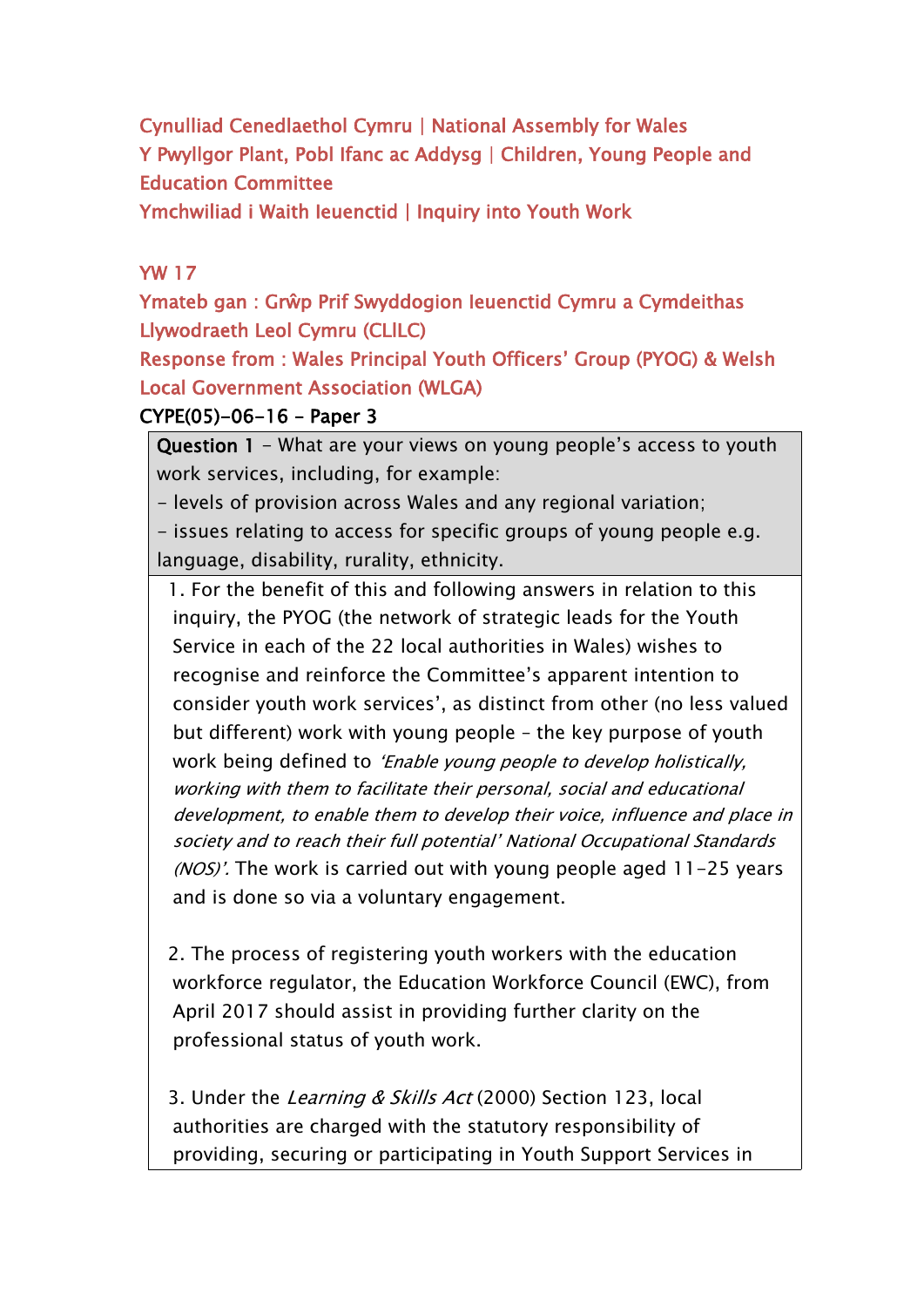Cynulliad Cenedlaethol Cymru | National Assembly for Wales
Y Pwyllgor Plant, Pobl Ifanc ac Addysg | Children, Young People and Education Committee
Ymchwiliad i Waith Ieuenctid | Inquiry into Youth Work

YW 17

Ymateb gan : Grŵp Prif Swyddogion Ieuenctid Cymru a Cymdeithas Llywodraeth Leol Cymru (CLlLC)

Response from : Wales Principal Youth Officers' Group (PYOG) & Welsh Local Government Association (WLGA)

**CYPE(05)-06-16 – Paper 3**

| **Question 1** – What are your views on young people's access to youth work services, including, for example:<br>- levels of provision across Wales and any regional variation;<br>- issues relating to access for specific groups of young people e.g. language, disability, rurality, ethnicity. |
|---|
| 1. For the benefit of this and following answers in relation to this inquiry, the PYOG (the network of strategic leads for the Youth Service in each of the 22 local authorities in Wales) wishes to recognise and reinforce the Committee's apparent intention to consider youth work services', as distinct from other (no less valued but different) work with young people – the key purpose of youth work being defined to *'Enable young people to develop holistically, working with them to facilitate their personal, social and educational development, to enable them to develop their voice, influence and place in society and to reach their full potential' National Occupational Standards (NOS)'.* The work is carried out with young people aged 11-25 years and is done so via a voluntary engagement.<br><br>2. The process of registering youth workers with the education workforce regulator, the Education Workforce Council (EWC), from April 2017 should assist in providing further clarity on the professional status of youth work.<br><br>3. Under the *Learning & Skills Act* (2000) Section 123, local authorities are charged with the statutory responsibility of providing, securing or participating in Youth Support Services in |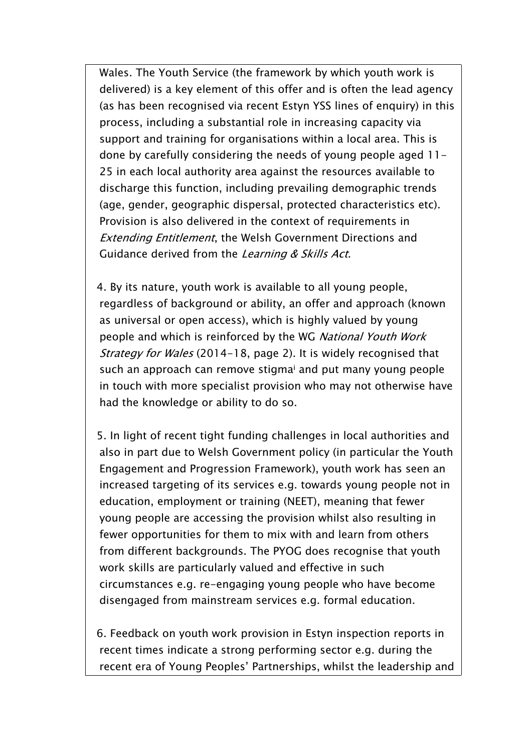Wales. The Youth Service (the framework by which youth work is delivered) is a key element of this offer and is often the lead agency (as has been recognised via recent Estyn YSS lines of enquiry) in this process, including a substantial role in increasing capacity via support and training for organisations within a local area. This is done by carefully considering the needs of young people aged 11-25 in each local authority area against the resources available to discharge this function, including prevailing demographic trends (age, gender, geographic dispersal, protected characteristics etc). Provision is also delivered in the context of requirements in *Extending Entitlement*, the Welsh Government Directions and Guidance derived from the *Learning & Skills Act*.

4. By its nature, youth work is available to all young people, regardless of background or ability, an offer and approach (known as universal or open access), which is highly valued by young people and which is reinforced by the WG *National Youth Work Strategy for Wales* (2014-18, page 2). It is widely recognised that such an approach can remove stigma[i] and put many young people in touch with more specialist provision who may not otherwise have had the knowledge or ability to do so.

5. In light of recent tight funding challenges in local authorities and also in part due to Welsh Government policy (in particular the Youth Engagement and Progression Framework), youth work has seen an increased targeting of its services e.g. towards young people not in education, employment or training (NEET), meaning that fewer young people are accessing the provision whilst also resulting in fewer opportunities for them to mix with and learn from others from different backgrounds. The PYOG does recognise that youth work skills are particularly valued and effective in such circumstances e.g. re-engaging young people who have become disengaged from mainstream services e.g. formal education.

6. Feedback on youth work provision in Estyn inspection reports in recent times indicate a strong performing sector e.g. during the recent era of Young Peoples' Partnerships, whilst the leadership and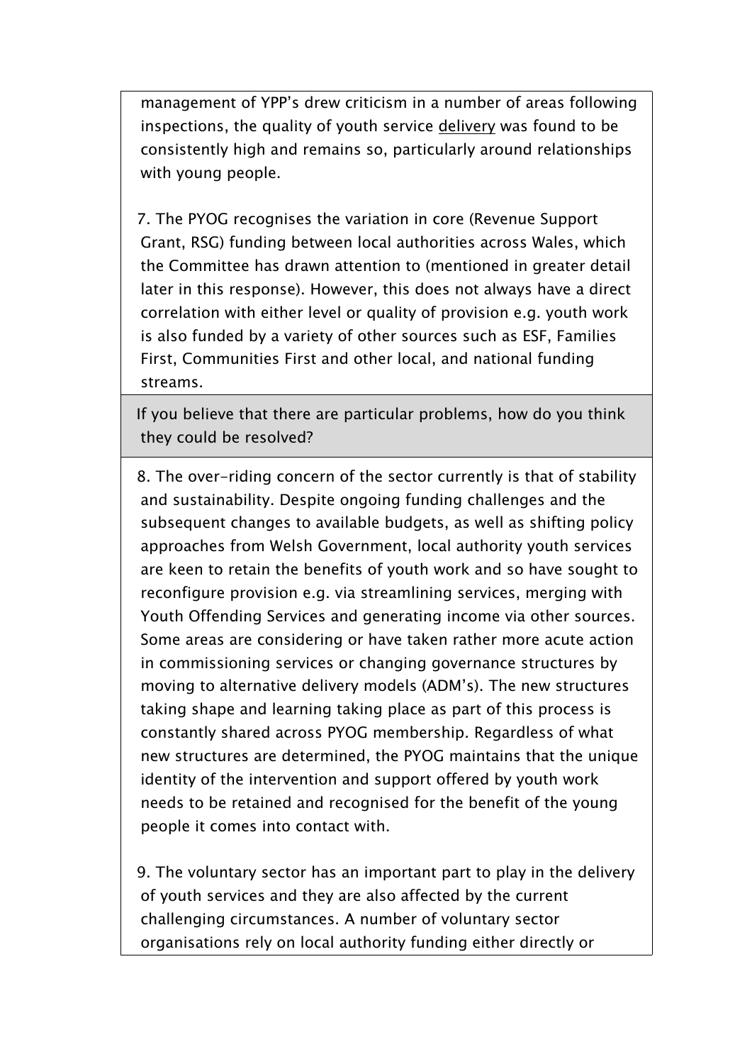management of YPP's drew criticism in a number of areas following inspections, the quality of youth service <u>delivery</u> was found to be consistently high and remains so, particularly around relationships with young people.

7. The PYOG recognises the variation in core (Revenue Support Grant, RSG) funding between local authorities across Wales, which the Committee has drawn attention to (mentioned in greater detail later in this response). However, this does not always have a direct correlation with either level or quality of provision e.g. youth work is also funded by a variety of other sources such as ESF, Families First, Communities First and other local, and national funding streams.

**If you believe that there are particular problems, how do you think they could be resolved?**

8. The over-riding concern of the sector currently is that of stability and sustainability. Despite ongoing funding challenges and the subsequent changes to available budgets, as well as shifting policy approaches from Welsh Government, local authority youth services are keen to retain the benefits of youth work and so have sought to reconfigure provision e.g. via streamlining services, merging with Youth Offending Services and generating income via other sources. Some areas are considering or have taken rather more acute action in commissioning services or changing governance structures by moving to alternative delivery models (ADM's). The new structures taking shape and learning taking place as part of this process is constantly shared across PYOG membership. Regardless of what new structures are determined, the PYOG maintains that the unique identity of the intervention and support offered by youth work needs to be retained and recognised for the benefit of the young people it comes into contact with.

9. The voluntary sector has an important part to play in the delivery of youth services and they are also affected by the current challenging circumstances. A number of voluntary sector organisations rely on local authority funding either directly or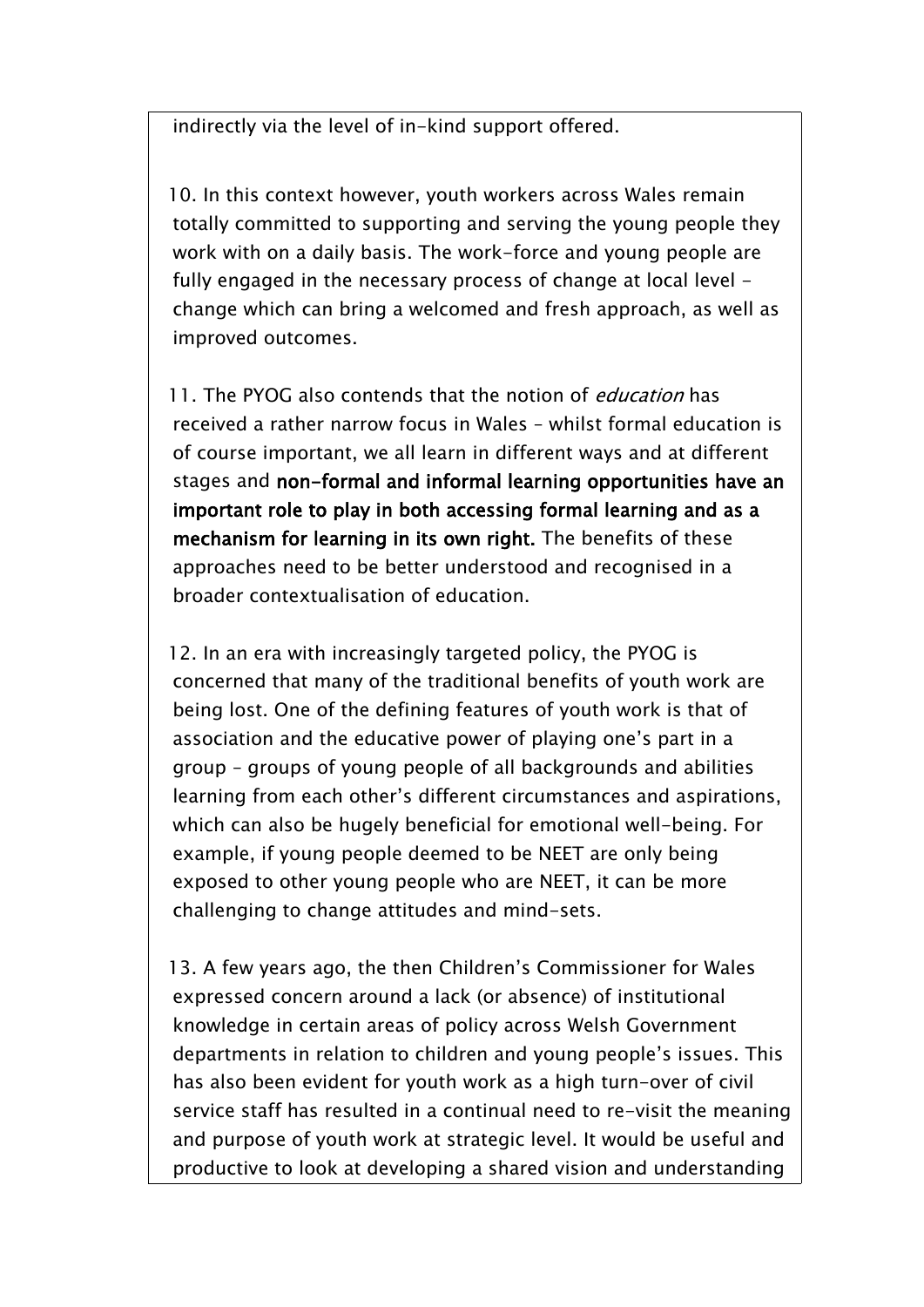indirectly via the level of in-kind support offered.

10. In this context however, youth workers across Wales remain totally committed to supporting and serving the young people they work with on a daily basis. The work-force and young people are fully engaged in the necessary process of change at local level – change which can bring a welcomed and fresh approach, as well as improved outcomes.

11. The PYOG also contends that the notion of *education* has received a rather narrow focus in Wales – whilst formal education is of course important, we all learn in different ways and at different stages and **non-formal and informal learning opportunities have an important role to play in both accessing formal learning and as a mechanism for learning in its own right.** The benefits of these approaches need to be better understood and recognised in a broader contextualisation of education.

12. In an era with increasingly targeted policy, the PYOG is concerned that many of the traditional benefits of youth work are being lost. One of the defining features of youth work is that of association and the educative power of playing one's part in a group – groups of young people of all backgrounds and abilities learning from each other's different circumstances and aspirations, which can also be hugely beneficial for emotional well-being. For example, if young people deemed to be NEET are only being exposed to other young people who are NEET, it can be more challenging to change attitudes and mind-sets.

13. A few years ago, the then Children's Commissioner for Wales expressed concern around a lack (or absence) of institutional knowledge in certain areas of policy across Welsh Government departments in relation to children and young people's issues. This has also been evident for youth work as a high turn-over of civil service staff has resulted in a continual need to re-visit the meaning and purpose of youth work at strategic level. It would be useful and productive to look at developing a shared vision and understanding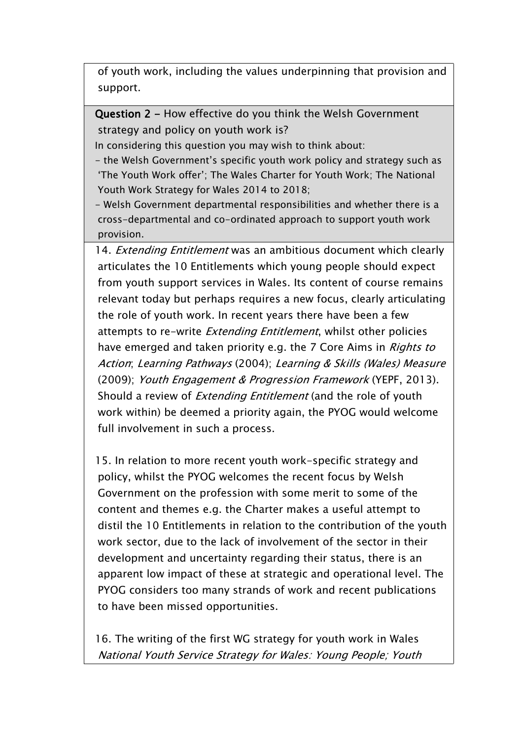of youth work, including the values underpinning that provision and support.

**Question 2 –** How effective do you think the Welsh Government strategy and policy on youth work is?

In considering this question you may wish to think about:

- the Welsh Government's specific youth work policy and strategy such as 'The Youth Work offer'; The Wales Charter for Youth Work; The National Youth Work Strategy for Wales 2014 to 2018;
- Welsh Government departmental responsibilities and whether there is a cross-departmental and co-ordinated approach to support youth work provision.

14. *Extending Entitlement* was an ambitious document which clearly articulates the 10 Entitlements which young people should expect from youth support services in Wales. Its content of course remains relevant today but perhaps requires a new focus, clearly articulating the role of youth work. In recent years there have been a few attempts to re-write *Extending Entitlement*, whilst other policies have emerged and taken priority e.g. the 7 Core Aims in *Rights to Action*; *Learning Pathways* (2004); *Learning & Skills (Wales) Measure* (2009); *Youth Engagement & Progression Framework* (YEPF, 2013). Should a review of *Extending Entitlement* (and the role of youth work within) be deemed a priority again, the PYOG would welcome full involvement in such a process.

15. In relation to more recent youth work-specific strategy and policy, whilst the PYOG welcomes the recent focus by Welsh Government on the profession with some merit to some of the content and themes e.g. the Charter makes a useful attempt to distil the 10 Entitlements in relation to the contribution of the youth work sector, due to the lack of involvement of the sector in their development and uncertainty regarding their status, there is an apparent low impact of these at strategic and operational level. The PYOG considers too many strands of work and recent publications to have been missed opportunities.

16. The writing of the first WG strategy for youth work in Wales *National Youth Service Strategy for Wales: Young People; Youth*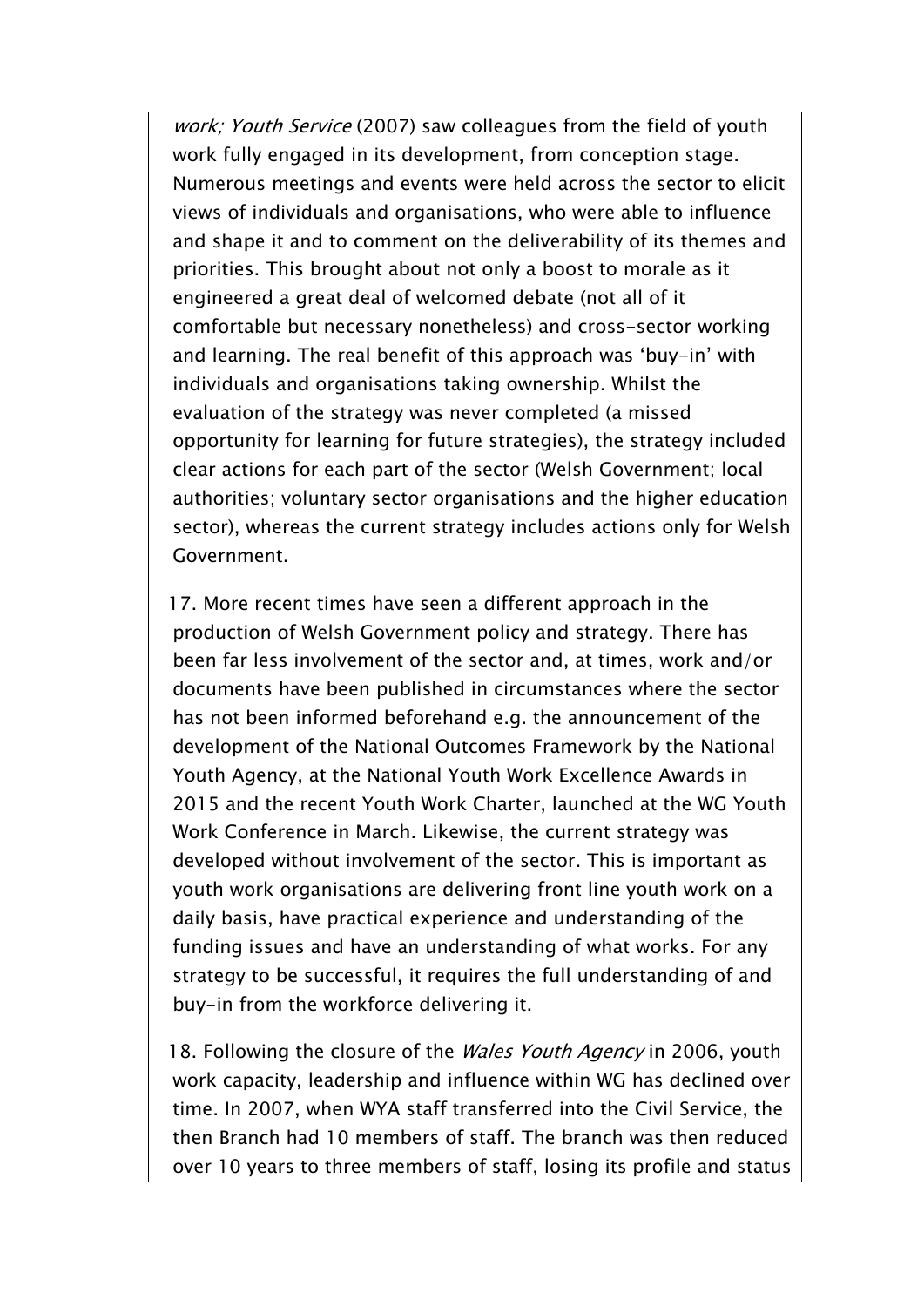*work; Youth Service* (2007) saw colleagues from the field of youth work fully engaged in its development, from conception stage. Numerous meetings and events were held across the sector to elicit views of individuals and organisations, who were able to influence and shape it and to comment on the deliverability of its themes and priorities. This brought about not only a boost to morale as it engineered a great deal of welcomed debate (not all of it comfortable but necessary nonetheless) and cross-sector working and learning. The real benefit of this approach was 'buy-in' with individuals and organisations taking ownership. Whilst the evaluation of the strategy was never completed (a missed opportunity for learning for future strategies), the strategy included clear actions for each part of the sector (Welsh Government; local authorities; voluntary sector organisations and the higher education sector), whereas the current strategy includes actions only for Welsh Government.

17. More recent times have seen a different approach in the production of Welsh Government policy and strategy. There has been far less involvement of the sector and, at times, work and/or documents have been published in circumstances where the sector has not been informed beforehand e.g. the announcement of the development of the National Outcomes Framework by the National Youth Agency, at the National Youth Work Excellence Awards in 2015 and the recent Youth Work Charter, launched at the WG Youth Work Conference in March. Likewise, the current strategy was developed without involvement of the sector. This is important as youth work organisations are delivering front line youth work on a daily basis, have practical experience and understanding of the funding issues and have an understanding of what works. For any strategy to be successful, it requires the full understanding of and buy-in from the workforce delivering it.

18. Following the closure of the *Wales Youth Agency* in 2006, youth work capacity, leadership and influence within WG has declined over time. In 2007, when WYA staff transferred into the Civil Service, the then Branch had 10 members of staff. The branch was then reduced over 10 years to three members of staff, losing its profile and status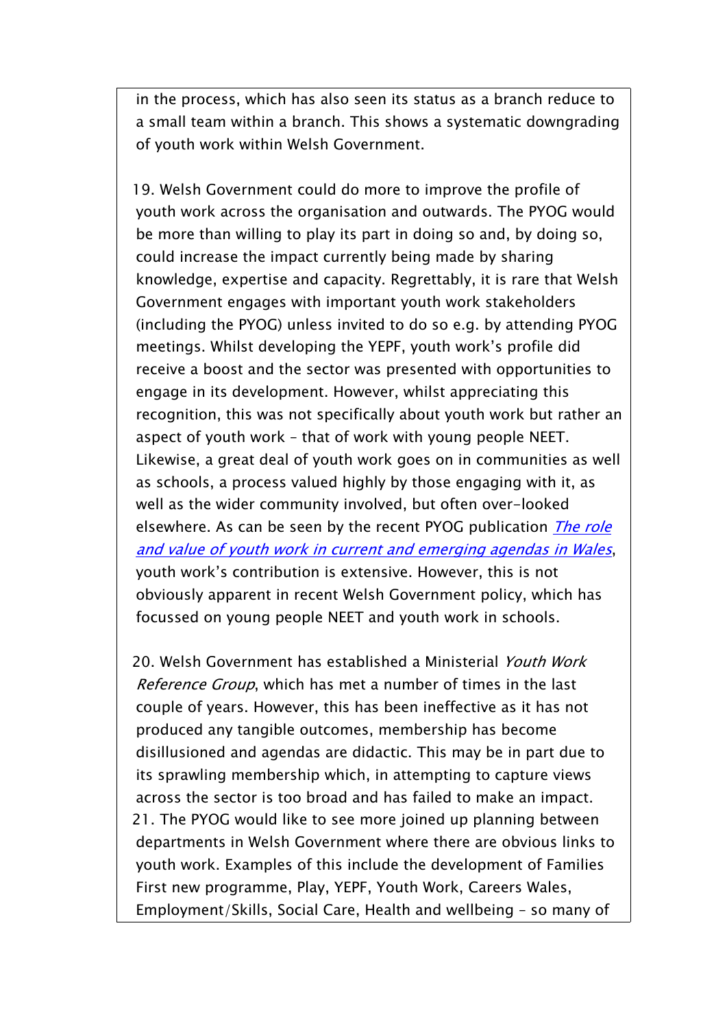in the process, which has also seen its status as a branch reduce to a small team within a branch. This shows a systematic downgrading of youth work within Welsh Government.

19. Welsh Government could do more to improve the profile of youth work across the organisation and outwards. The PYOG would be more than willing to play its part in doing so and, by doing so, could increase the impact currently being made by sharing knowledge, expertise and capacity. Regrettably, it is rare that Welsh Government engages with important youth work stakeholders (including the PYOG) unless invited to do so e.g. by attending PYOG meetings. Whilst developing the YEPF, youth work's profile did receive a boost and the sector was presented with opportunities to engage in its development. However, whilst appreciating this recognition, this was not specifically about youth work but rather an aspect of youth work – that of work with young people NEET. Likewise, a great deal of youth work goes on in communities as well as schools, a process valued highly by those engaging with it, as well as the wider community involved, but often over-looked elsewhere. As can be seen by the recent PYOG publication *The role and value of youth work in current and emerging agendas in Wales*, youth work's contribution is extensive. However, this is not obviously apparent in recent Welsh Government policy, which has focussed on young people NEET and youth work in schools.

20. Welsh Government has established a Ministerial *Youth Work Reference Group*, which has met a number of times in the last couple of years. However, this has been ineffective as it has not produced any tangible outcomes, membership has become disillusioned and agendas are didactic. This may be in part due to its sprawling membership which, in attempting to capture views across the sector is too broad and has failed to make an impact.

21. The PYOG would like to see more joined up planning between departments in Welsh Government where there are obvious links to youth work. Examples of this include the development of Families First new programme, Play, YEPF, Youth Work, Careers Wales, Employment/Skills, Social Care, Health and wellbeing – so many of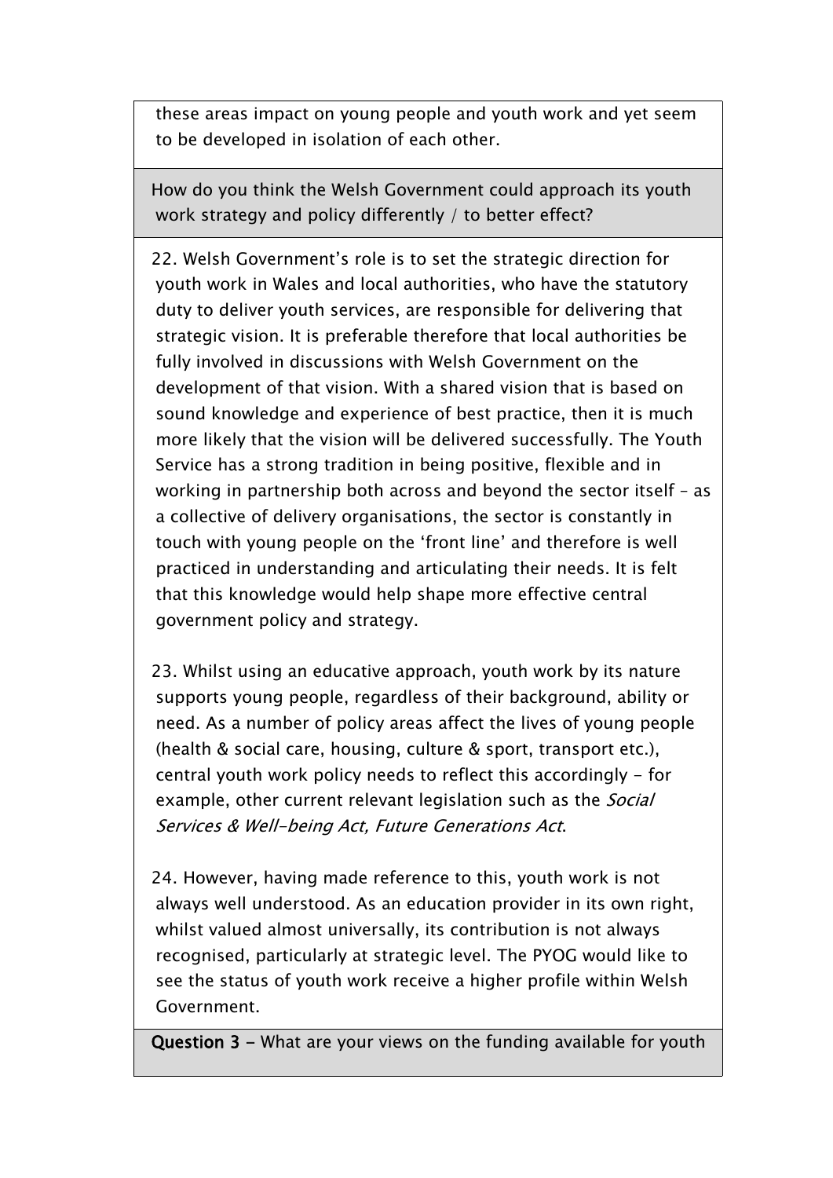these areas impact on young people and youth work and yet seem to be developed in isolation of each other.

How do you think the Welsh Government could approach its youth work strategy and policy differently / to better effect?

22. Welsh Government's role is to set the strategic direction for youth work in Wales and local authorities, who have the statutory duty to deliver youth services, are responsible for delivering that strategic vision. It is preferable therefore that local authorities be fully involved in discussions with Welsh Government on the development of that vision. With a shared vision that is based on sound knowledge and experience of best practice, then it is much more likely that the vision will be delivered successfully. The Youth Service has a strong tradition in being positive, flexible and in working in partnership both across and beyond the sector itself – as a collective of delivery organisations, the sector is constantly in touch with young people on the 'front line' and therefore is well practiced in understanding and articulating their needs. It is felt that this knowledge would help shape more effective central government policy and strategy.

23. Whilst using an educative approach, youth work by its nature supports young people, regardless of their background, ability or need. As a number of policy areas affect the lives of young people (health & social care, housing, culture & sport, transport etc.), central youth work policy needs to reflect this accordingly - for example, other current relevant legislation such as the *Social Services & Well-being Act, Future Generations Act*.

24. However, having made reference to this, youth work is not always well understood. As an education provider in its own right, whilst valued almost universally, its contribution is not always recognised, particularly at strategic level. The PYOG would like to see the status of youth work receive a higher profile within Welsh Government.

**Question 3 –** What are your views on the funding available for youth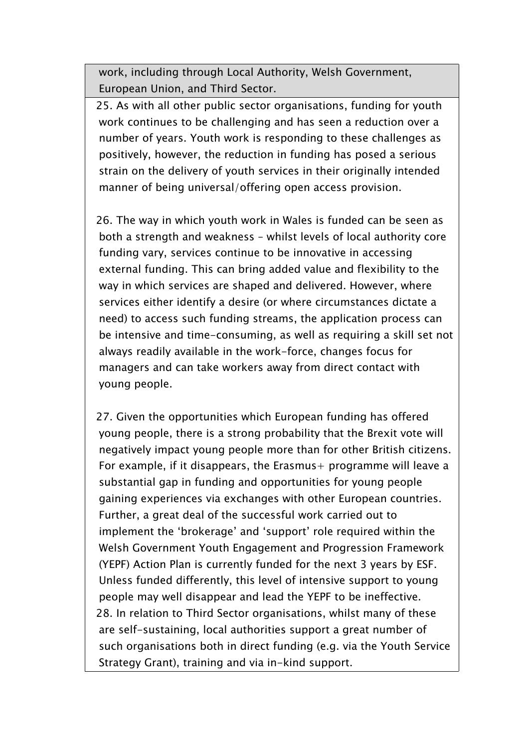work, including through Local Authority, Welsh Government, European Union, and Third Sector.

25. As with all other public sector organisations, funding for youth work continues to be challenging and has seen a reduction over a number of years. Youth work is responding to these challenges as positively, however, the reduction in funding has posed a serious strain on the delivery of youth services in their originally intended manner of being universal/offering open access provision.

26. The way in which youth work in Wales is funded can be seen as both a strength and weakness – whilst levels of local authority core funding vary, services continue to be innovative in accessing external funding. This can bring added value and flexibility to the way in which services are shaped and delivered. However, where services either identify a desire (or where circumstances dictate a need) to access such funding streams, the application process can be intensive and time-consuming, as well as requiring a skill set not always readily available in the work-force, changes focus for managers and can take workers away from direct contact with young people.

27. Given the opportunities which European funding has offered young people, there is a strong probability that the Brexit vote will negatively impact young people more than for other British citizens. For example, if it disappears, the Erasmus+ programme will leave a substantial gap in funding and opportunities for young people gaining experiences via exchanges with other European countries. Further, a great deal of the successful work carried out to implement the 'brokerage' and 'support' role required within the Welsh Government Youth Engagement and Progression Framework (YEPF) Action Plan is currently funded for the next 3 years by ESF. Unless funded differently, this level of intensive support to young people may well disappear and lead the YEPF to be ineffective.

28. In relation to Third Sector organisations, whilst many of these are self-sustaining, local authorities support a great number of such organisations both in direct funding (e.g. via the Youth Service Strategy Grant), training and via in-kind support.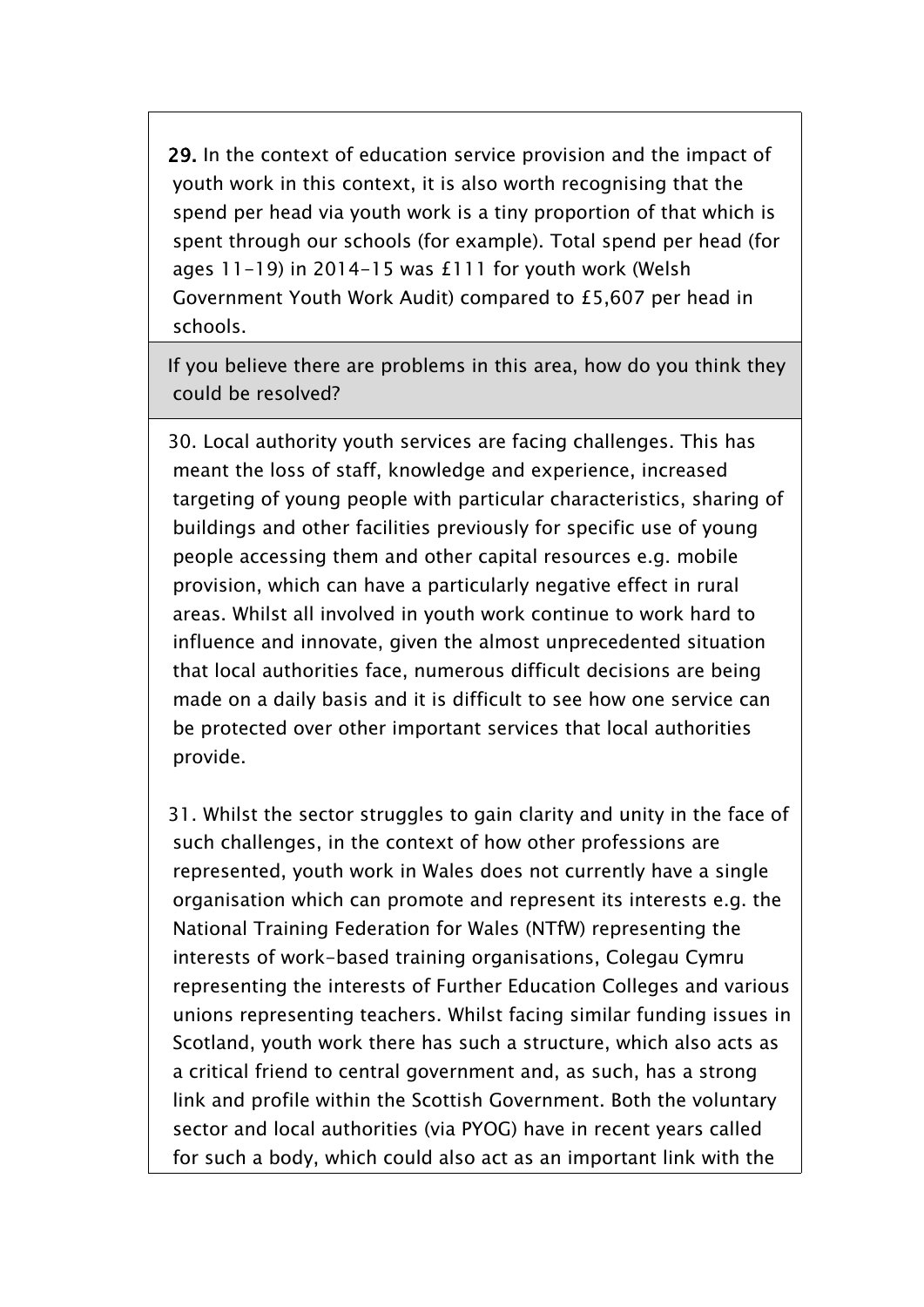**29.** In the context of education service provision and the impact of youth work in this context, it is also worth recognising that the spend per head via youth work is a tiny proportion of that which is spent through our schools (for example). Total spend per head (for ages 11-19) in 2014-15 was £111 for youth work (Welsh Government Youth Work Audit) compared to £5,607 per head in schools.

If you believe there are problems in this area, how do you think they could be resolved?

30. Local authority youth services are facing challenges. This has meant the loss of staff, knowledge and experience, increased targeting of young people with particular characteristics, sharing of buildings and other facilities previously for specific use of young people accessing them and other capital resources e.g. mobile provision, which can have a particularly negative effect in rural areas. Whilst all involved in youth work continue to work hard to influence and innovate, given the almost unprecedented situation that local authorities face, numerous difficult decisions are being made on a daily basis and it is difficult to see how one service can be protected over other important services that local authorities provide.

31. Whilst the sector struggles to gain clarity and unity in the face of such challenges, in the context of how other professions are represented, youth work in Wales does not currently have a single organisation which can promote and represent its interests e.g. the National Training Federation for Wales (NTfW) representing the interests of work-based training organisations, Colegau Cymru representing the interests of Further Education Colleges and various unions representing teachers. Whilst facing similar funding issues in Scotland, youth work there has such a structure, which also acts as a critical friend to central government and, as such, has a strong link and profile within the Scottish Government. Both the voluntary sector and local authorities (via PYOG) have in recent years called for such a body, which could also act as an important link with the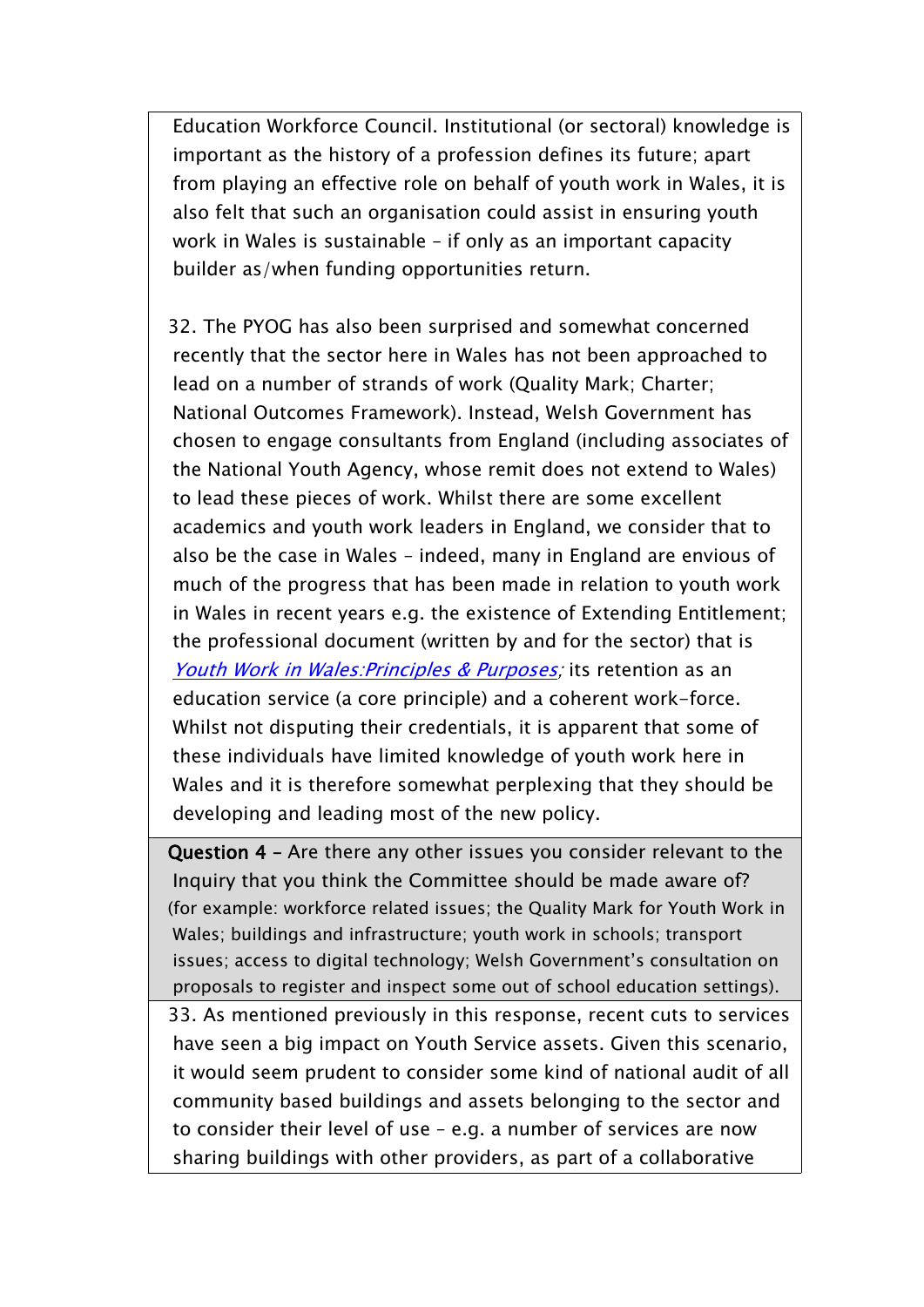Education Workforce Council. Institutional (or sectoral) knowledge is important as the history of a profession defines its future; apart from playing an effective role on behalf of youth work in Wales, it is also felt that such an organisation could assist in ensuring youth work in Wales is sustainable – if only as an important capacity builder as/when funding opportunities return.

32. The PYOG has also been surprised and somewhat concerned recently that the sector here in Wales has not been approached to lead on a number of strands of work (Quality Mark; Charter; National Outcomes Framework). Instead, Welsh Government has chosen to engage consultants from England (including associates of the National Youth Agency, whose remit does not extend to Wales) to lead these pieces of work. Whilst there are some excellent academics and youth work leaders in England, we consider that to also be the case in Wales – indeed, many in England are envious of much of the progress that has been made in relation to youth work in Wales in recent years e.g. the existence of Extending Entitlement; the professional document (written by and for the sector) that is *Youth Work in Wales:Principles & Purposes*; its retention as an education service (a core principle) and a coherent work-force. Whilst not disputing their credentials, it is apparent that some of these individuals have limited knowledge of youth work here in Wales and it is therefore somewhat perplexing that they should be developing and leading most of the new policy.

**Question 4** – Are there any other issues you consider relevant to the Inquiry that you think the Committee should be made aware of? (for example: workforce related issues; the Quality Mark for Youth Work in Wales; buildings and infrastructure; youth work in schools; transport issues; access to digital technology; Welsh Government's consultation on proposals to register and inspect some out of school education settings).

33. As mentioned previously in this response, recent cuts to services have seen a big impact on Youth Service assets. Given this scenario, it would seem prudent to consider some kind of national audit of all community based buildings and assets belonging to the sector and to consider their level of use – e.g. a number of services are now sharing buildings with other providers, as part of a collaborative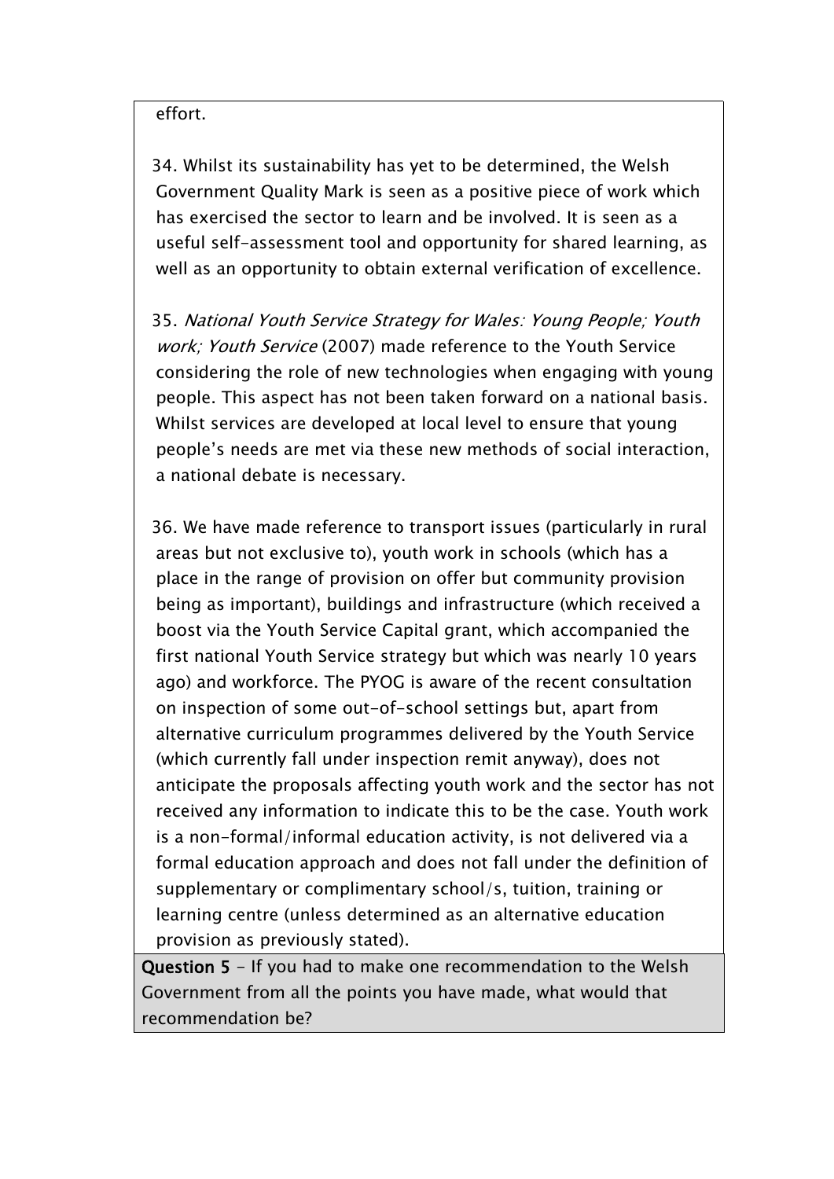effort.

34. Whilst its sustainability has yet to be determined, the Welsh Government Quality Mark is seen as a positive piece of work which has exercised the sector to learn and be involved. It is seen as a useful self-assessment tool and opportunity for shared learning, as well as an opportunity to obtain external verification of excellence.

35. *National Youth Service Strategy for Wales: Young People; Youth work; Youth Service* (2007) made reference to the Youth Service considering the role of new technologies when engaging with young people. This aspect has not been taken forward on a national basis. Whilst services are developed at local level to ensure that young people's needs are met via these new methods of social interaction, a national debate is necessary.

36. We have made reference to transport issues (particularly in rural areas but not exclusive to), youth work in schools (which has a place in the range of provision on offer but community provision being as important), buildings and infrastructure (which received a boost via the Youth Service Capital grant, which accompanied the first national Youth Service strategy but which was nearly 10 years ago) and workforce. The PYOG is aware of the recent consultation on inspection of some out-of-school settings but, apart from alternative curriculum programmes delivered by the Youth Service (which currently fall under inspection remit anyway), does not anticipate the proposals affecting youth work and the sector has not received any information to indicate this to be the case. Youth work is a non-formal/informal education activity, is not delivered via a formal education approach and does not fall under the definition of supplementary or complimentary school/s, tuition, training or learning centre (unless determined as an alternative education provision as previously stated).

**Question 5** - If you had to make one recommendation to the Welsh Government from all the points you have made, what would that recommendation be?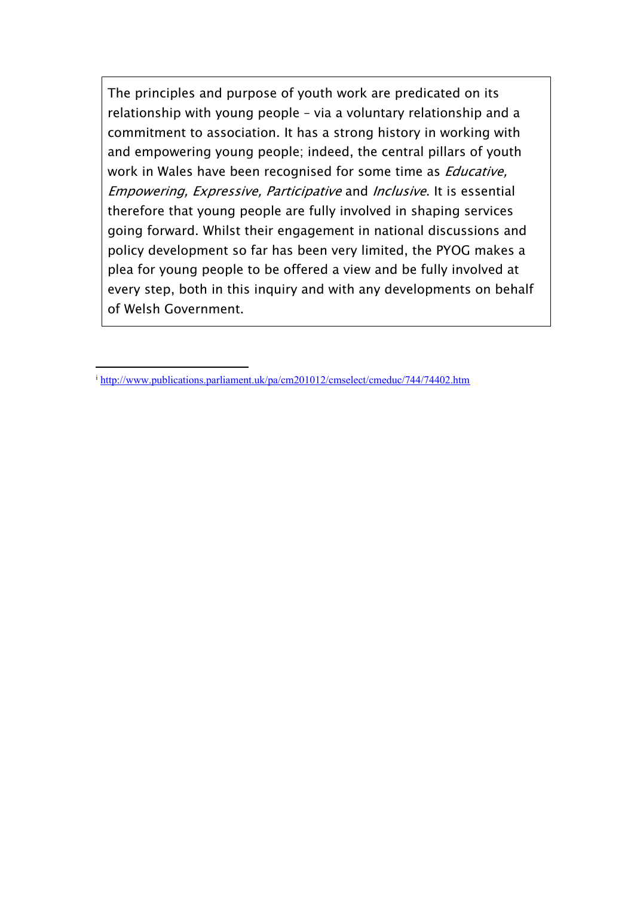The principles and purpose of youth work are predicated on its relationship with young people – via a voluntary relationship and a commitment to association. It has a strong history in working with and empowering young people; indeed, the central pillars of youth work in Wales have been recognised for some time as *Educative, Empowering, Expressive, Participative* and *Inclusive*. It is essential therefore that young people are fully involved in shaping services going forward. Whilst their engagement in national discussions and policy development so far has been very limited, the PYOG makes a plea for young people to be offered a view and be fully involved at every step, both in this inquiry and with any developments on behalf of Welsh Government.

---

[i] http://www.publications.parliament.uk/pa/cm201012/cmselect/cmeduc/744/74402.htm